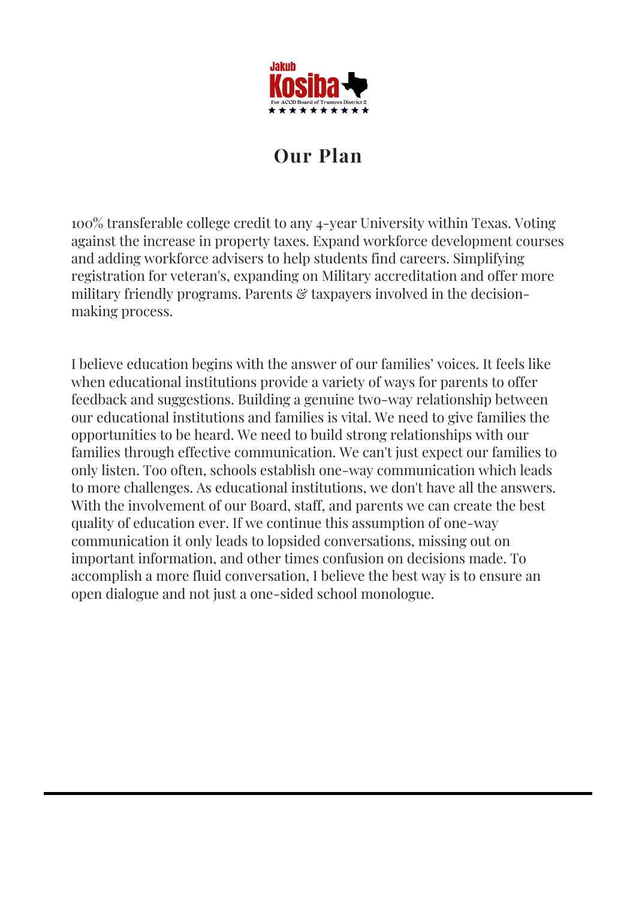Jakub

**Kosiba**

For ACCD Board of Trustees District 2

# Our Plan

100% transferable college credit to any 4-year University within Texas. Voting against the increase in property taxes. Expand workforce development courses and adding workforce advisers to help students find careers. Simplifying registration for veteran's, expanding on Military accreditation and offer more military friendly programs. Parents & taxpayers involved in the decision-making process.

I believe education begins with the answer of our families' voices. It feels like when educational institutions provide a variety of ways for parents to offer feedback and suggestions. Building a genuine two-way relationship between our educational institutions and families is vital. We need to give families the opportunities to be heard. We need to build strong relationships with our families through effective communication. We can't just expect our families to only listen. Too often, schools establish one-way communication which leads to more challenges. As educational institutions, we don't have all the answers. With the involvement of our Board, staff, and parents we can create the best quality of education ever. If we continue this assumption of one-way communication it only leads to lopsided conversations, missing out on important information, and other times confusion on decisions made. To accomplish a more fluid conversation, I believe the best way is to ensure an open dialogue and not just a one-sided school monologue.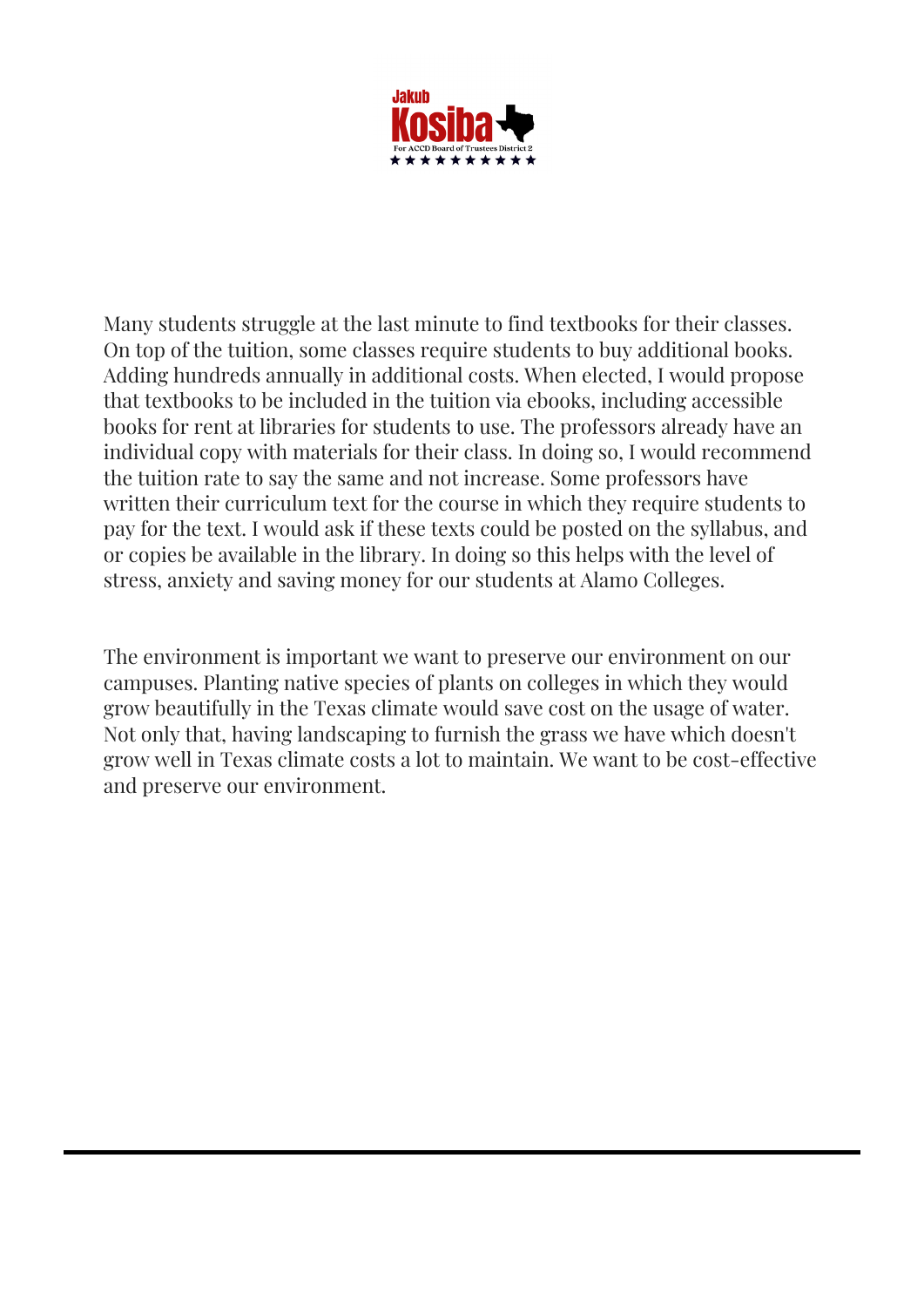Jakub

Kosiba

For ACCD Board of Trustees District 2

★★★★★★★★★★

Many students struggle at the last minute to find textbooks for their classes. On top of the tuition, some classes require students to buy additional books. Adding hundreds annually in additional costs. When elected, I would propose that textbooks to be included in the tuition via ebooks, including accessible books for rent at libraries for students to use. The professors already have an individual copy with materials for their class. In doing so, I would recommend the tuition rate to say the same and not increase. Some professors have written their curriculum text for the course in which they require students to pay for the text. I would ask if these texts could be posted on the syllabus, and or copies be available in the library. In doing so this helps with the level of stress, anxiety and saving money for our students at Alamo Colleges.

The environment is important we want to preserve our environment on our campuses. Planting native species of plants on colleges in which they would grow beautifully in the Texas climate would save cost on the usage of water. Not only that, having landscaping to furnish the grass we have which doesn't grow well in Texas climate costs a lot to maintain. We want to be cost-effective and preserve our environment.